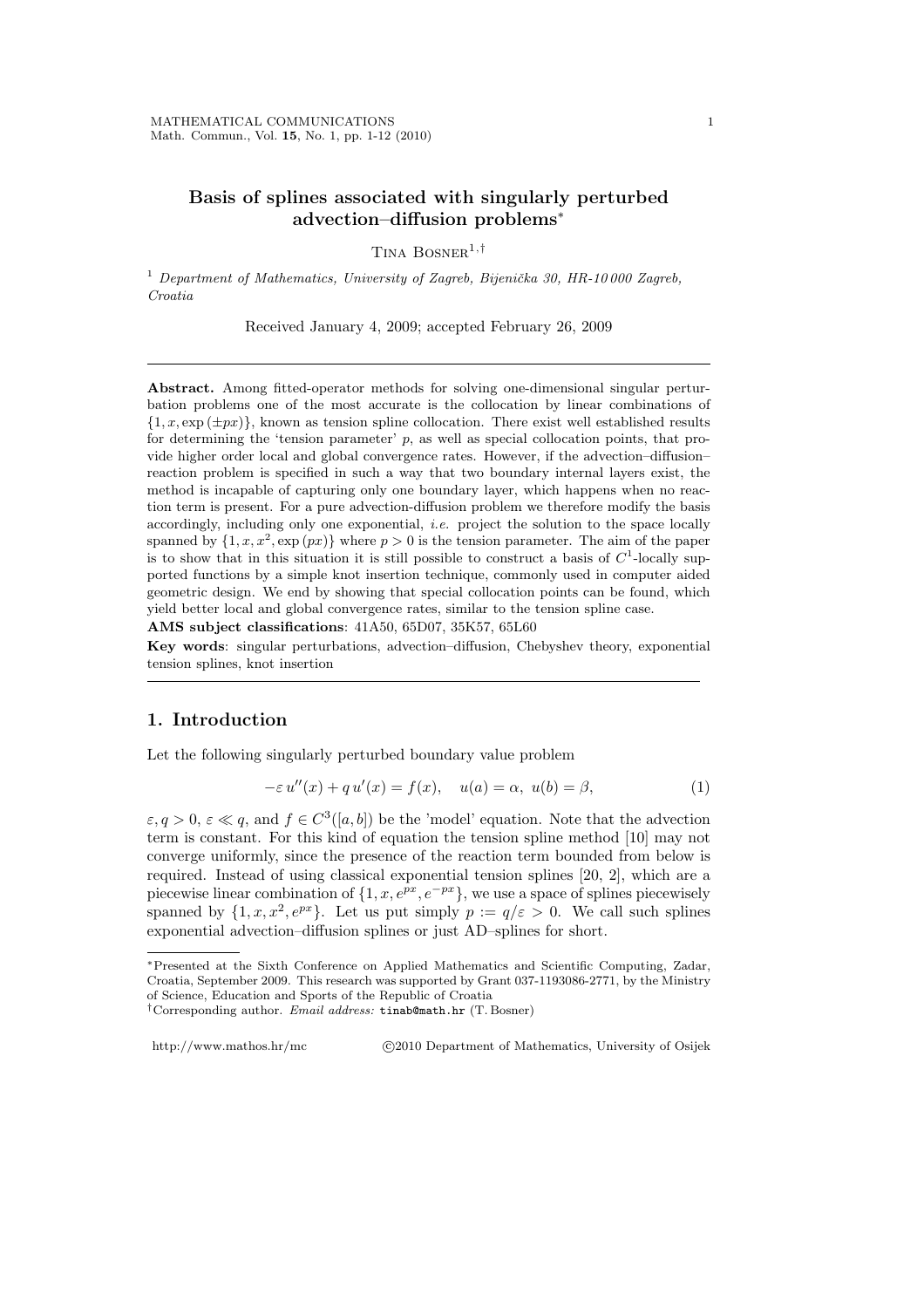# Basis of splines associated with singularly perturbed advection–diffusion problems[*]

Tina Bosner[1,†]

[1] *Department of Mathematics, University of Zagreb, Bijenička 30, HR-10 000 Zagreb, Croatia*

Received January 4, 2009; accepted February 26, 2009

---

**Abstract.** Among fitted-operator methods for solving one-dimensional singular perturbation problems one of the most accurate is the collocation by linear combinations of $\{1, x, \exp(\pm px)\}$, known as tension spline collocation. There exist well established results for determining the 'tension parameter' $p$, as well as special collocation points, that provide higher order local and global convergence rates. However, if the advection–diffusion–reaction problem is specified in such a way that two boundary internal layers exist, the method is incapable of capturing only one boundary layer, which happens when no reaction term is present. For a pure advection-diffusion problem we therefore modify the basis accordingly, including only one exponential, *i.e.* project the solution to the space locally spanned by $\{1, x, x^2, \exp(px)\}$ where $p > 0$ is the tension parameter. The aim of the paper is to show that in this situation it is still possible to construct a basis of $C^1$-locally supported functions by a simple knot insertion technique, commonly used in computer aided geometric design. We end by showing that special collocation points can be found, which yield better local and global convergence rates, similar to the tension spline case.

**AMS subject classifications**: 41A50, 65D07, 35K57, 65L60

**Key words**: singular perturbations, advection–diffusion, Chebyshev theory, exponential tension splines, knot insertion

---

## 1. Introduction

Let the following singularly perturbed boundary value problem

$$-\varepsilon\, u''(x) + q\, u'(x) = f(x), \quad u(a) = \alpha,\ u(b) = \beta, \tag{1}$$

$\varepsilon, q > 0$, $\varepsilon \ll q$, and $f \in C^3([a, b])$ be the 'model' equation. Note that the advection term is constant. For this kind of equation the tension spline method [10] may not converge uniformly, since the presence of the reaction term bounded from below is required. Instead of using classical exponential tension splines [20, 2], which are a piecewise linear combination of $\{1, x, e^{px}, e^{-px}\}$, we use a space of splines piecewisely spanned by $\{1, x, x^2, e^{px}\}$. Let us put simply $p := q/\varepsilon > 0$. We call such splines exponential advection–diffusion splines or just AD–splines for short.

---

[*] Presented at the Sixth Conference on Applied Mathematics and Scientific Computing, Zadar, Croatia, September 2009. This research was supported by Grant 037-1193086-2771, by the Ministry of Science, Education and Sports of the Republic of Croatia

[†] Corresponding author. *Email address:* tinab@math.hr (T. Bosner)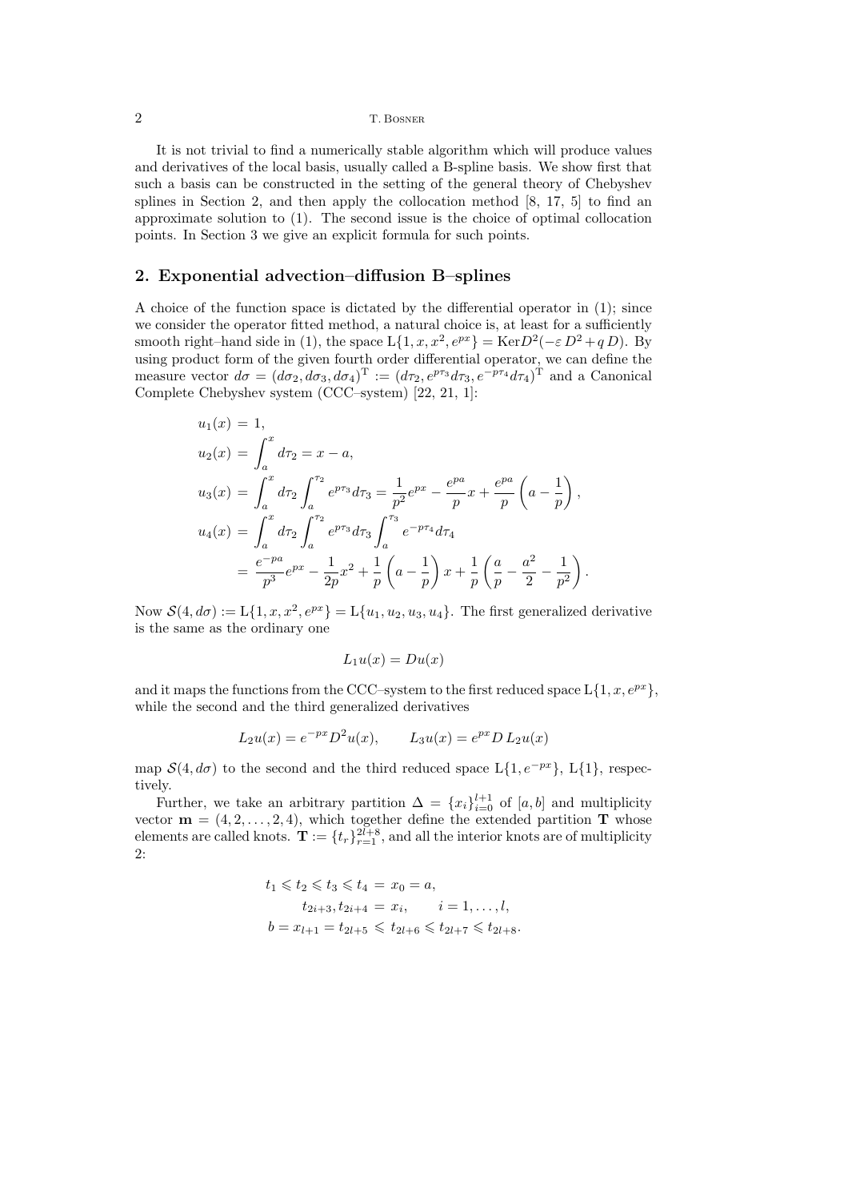It is not trivial to find a numerically stable algorithm which will produce values and derivatives of the local basis, usually called a B-spline basis. We show first that such a basis can be constructed in the setting of the general theory of Chebyshev splines in Section 2, and then apply the collocation method [8, 17, 5] to find an approximate solution to (1). The second issue is the choice of optimal collocation points. In Section 3 we give an explicit formula for such points.

## 2. Exponential advection–diffusion B–splines

A choice of the function space is dictated by the differential operator in (1); since we consider the operator fitted method, a natural choice is, at least for a sufficiently smooth right–hand side in (1), the space $\mathrm{L}\{1, x, x^2, e^{px}\} = \mathrm{Ker} D^2(-\varepsilon\, D^2 + q\, D)$. By using product form of the given fourth order differential operator, we can define the measure vector $d\sigma = (d\sigma_2, d\sigma_3, d\sigma_4)^{\mathrm{T}} := (d\tau_2, e^{p\tau_3} d\tau_3, e^{-p\tau_4} d\tau_4)^{\mathrm{T}}$ and a Canonical Complete Chebyshev system (CCC–system) [22, 21, 1]:

$$
\begin{aligned}
u_1(x) &= 1,\\
u_2(x) &= \int_a^x d\tau_2 = x - a,\\
u_3(x) &= \int_a^x d\tau_2 \int_a^{\tau_2} e^{p\tau_3} d\tau_3 = \frac{1}{p^2} e^{px} - \frac{e^{pa}}{p} x + \frac{e^{pa}}{p}\left(a - \frac{1}{p}\right),\\
u_4(x) &= \int_a^x d\tau_2 \int_a^{\tau_2} e^{p\tau_3} d\tau_3 \int_a^{\tau_3} e^{-p\tau_4} d\tau_4\\
&= \frac{e^{-pa}}{p^3} e^{px} - \frac{1}{2p} x^2 + \frac{1}{p}\left(a - \frac{1}{p}\right) x + \frac{1}{p}\left(\frac{a}{p} - \frac{a^2}{2} - \frac{1}{p^2}\right).
\end{aligned}
$$

Now $\mathcal{S}(4, d\sigma) := \mathrm{L}\{1, x, x^2, e^{px}\} = \mathrm{L}\{u_1, u_2, u_3, u_4\}$. The first generalized derivative is the same as the ordinary one

$$
L_1 u(x) = D u(x)
$$

and it maps the functions from the CCC–system to the first reduced space $\mathrm{L}\{1, x, e^{px}\}$, while the second and the third generalized derivatives

$$
L_2 u(x) = e^{-px} D^2 u(x), \qquad L_3 u(x) = e^{px} D\, L_2 u(x)
$$

map $\mathcal{S}(4, d\sigma)$ to the second and the third reduced space $\mathrm{L}\{1, e^{-px}\}$, $\mathrm{L}\{1\}$, respectively.

Further, we take an arbitrary partition $\Delta = \{x_i\}_{i=0}^{l+1}$ of $[a, b]$ and multiplicity vector $\mathbf{m} = (4, 2, \ldots, 2, 4)$, which together define the extended partition $\mathbf{T}$ whose elements are called knots. $\mathbf{T} := \{t_r\}_{r=1}^{2l+8}$, and all the interior knots are of multiplicity 2:

$$
\begin{aligned}
t_1 \leqslant t_2 \leqslant t_3 \leqslant t_4 &= x_0 = a,\\
t_{2i+3}, t_{2i+4} &= x_i, \qquad i = 1, \ldots, l,\\
b = x_{l+1} = t_{2l+5} &\leqslant t_{2l+6} \leqslant t_{2l+7} \leqslant t_{2l+8}.
\end{aligned}
$$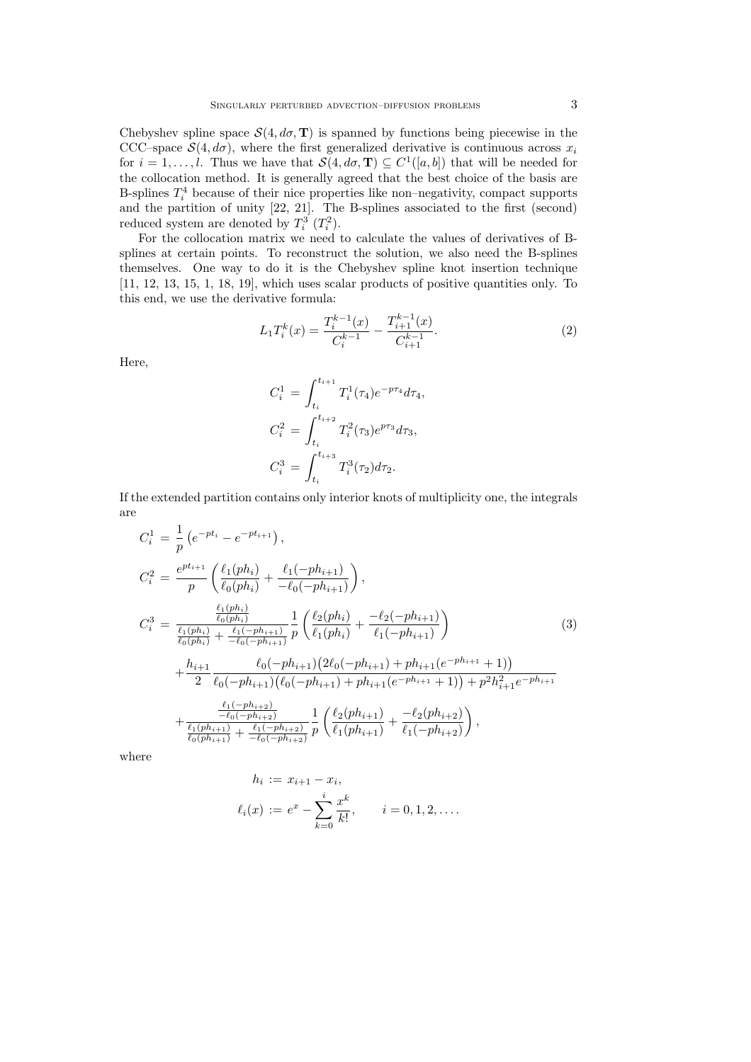Chebyshev spline space $\mathcal{S}(4, d\sigma, \mathbf{T})$ is spanned by functions being piecewise in the CCC–space $\mathcal{S}(4, d\sigma)$, where the first generalized derivative is continuous across $x_i$ for $i = 1, \ldots, l$. Thus we have that $\mathcal{S}(4, d\sigma, \mathbf{T}) \subseteq C^1([a, b])$ that will be needed for the collocation method. It is generally agreed that the best choice of the basis are B-splines $T_i^4$ because of their nice properties like non–negativity, compact supports and the partition of unity [22, 21]. The B-splines associated to the first (second) reduced system are denoted by $T_i^3$ ($T_i^2$).

For the collocation matrix we need to calculate the values of derivatives of B-splines at certain points. To reconstruct the solution, we also need the B-splines themselves. One way to do it is the Chebyshev spline knot insertion technique [11, 12, 13, 15, 1, 18, 19], which uses scalar products of positive quantities only. To this end, we use the derivative formula:

$$L_1 T_i^k(x) = \frac{T_i^{k-1}(x)}{C_i^{k-1}} - \frac{T_{i+1}^{k-1}(x)}{C_{i+1}^{k-1}}. \tag{2}$$

Here,

$$\begin{aligned}
C_i^1 &= \int_{t_i}^{t_{i+1}} T_i^1(\tau_4) e^{-p\tau_4} d\tau_4, \\
C_i^2 &= \int_{t_i}^{t_{i+2}} T_i^2(\tau_3) e^{p\tau_3} d\tau_3, \\
C_i^3 &= \int_{t_i}^{t_{i+3}} T_i^3(\tau_2) d\tau_2.
\end{aligned}$$

If the extended partition contains only interior knots of multiplicity one, the integrals are

$$\begin{aligned}
C_i^1 &= \frac{1}{p}\left(e^{-pt_i} - e^{-pt_{i+1}}\right), \\
C_i^2 &= \frac{e^{pt_{i+1}}}{p}\left(\frac{\ell_1(ph_i)}{\ell_0(ph_i)} + \frac{\ell_1(-ph_{i+1})}{-\ell_0(-ph_{i+1})}\right), \\
C_i^3 &= \frac{\frac{\ell_1(ph_i)}{\ell_0(ph_i)}}{\frac{\ell_1(ph_i)}{\ell_0(ph_i)} + \frac{\ell_1(-ph_{i+1})}{-\ell_0(-ph_{i+1})}} \frac{1}{p}\left(\frac{\ell_2(ph_i)}{\ell_1(ph_i)} + \frac{-\ell_2(-ph_{i+1})}{\ell_1(-ph_{i+1})}\right) \\
&\quad + \frac{h_{i+1}}{2} \frac{\ell_0(-ph_{i+1})\big(2\ell_0(-ph_{i+1}) + ph_{i+1}(e^{-ph_{i+1}} + 1)\big)}{\ell_0(-ph_{i+1})\big(\ell_0(-ph_{i+1}) + ph_{i+1}(e^{-ph_{i+1}} + 1)\big) + p^2 h_{i+1}^2 e^{-ph_{i+1}}} \\
&\quad + \frac{\frac{\ell_1(-ph_{i+2})}{-\ell_0(-ph_{i+2})}}{\frac{\ell_1(ph_{i+1})}{\ell_0(ph_{i+1})} + \frac{\ell_1(-ph_{i+2})}{-\ell_0(-ph_{i+2})}} \frac{1}{p}\left(\frac{\ell_2(ph_{i+1})}{\ell_1(ph_{i+1})} + \frac{-\ell_2(-ph_{i+2})}{\ell_1(-ph_{i+2})}\right),
\end{aligned} \tag{3}$$

where

$$\begin{aligned}
h_i &:= x_{i+1} - x_i, \\
\ell_i(x) &:= e^x - \sum_{k=0}^{i} \frac{x^k}{k!}, \qquad i = 0, 1, 2, \ldots.
\end{aligned}$$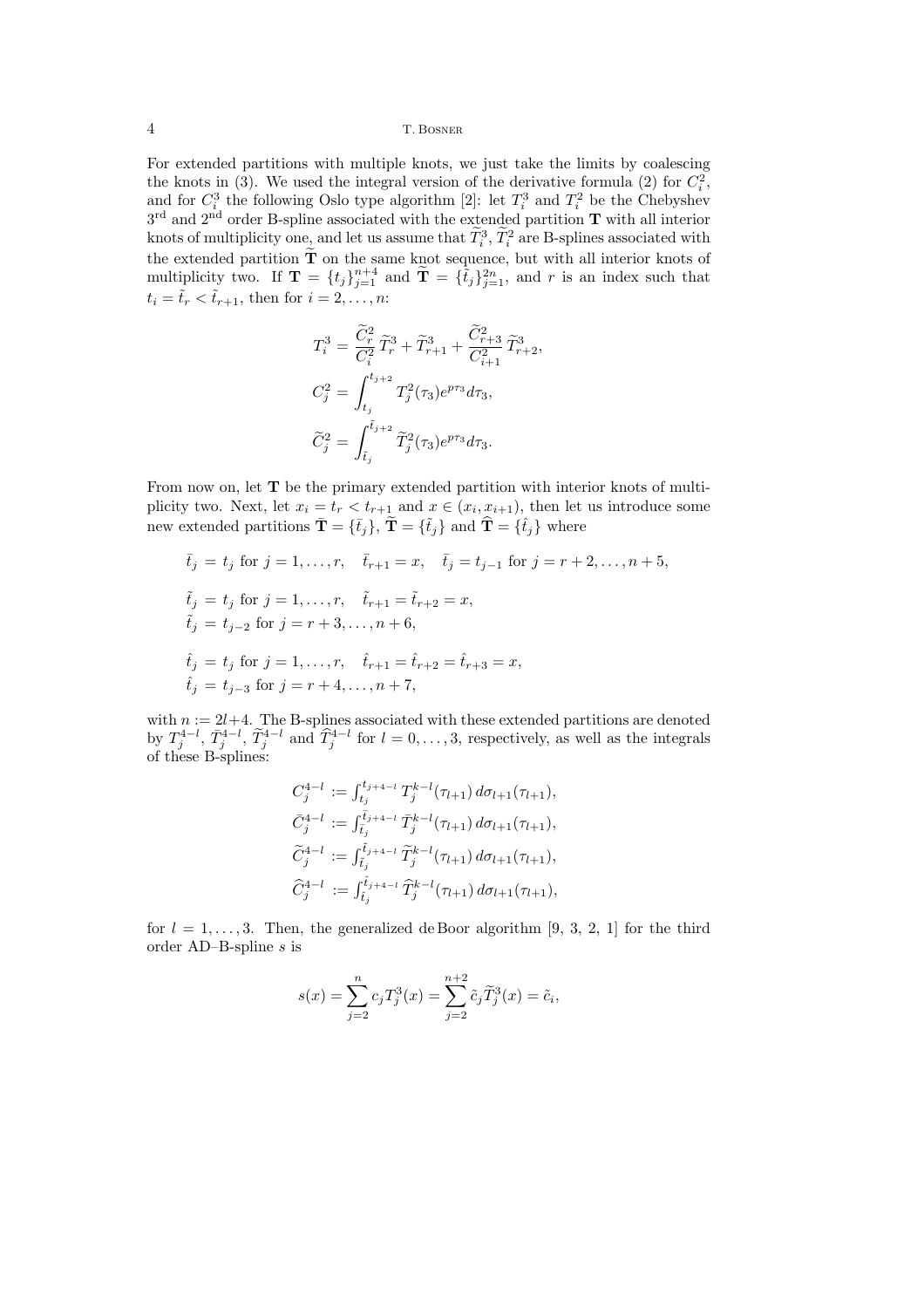For extended partitions with multiple knots, we just take the limits by coalescing the knots in (3). We used the integral version of the derivative formula (2) for $C_i^2$, and for $C_i^3$ the following Oslo type algorithm [2]: let $T_i^3$ and $T_i^2$ be the Chebyshev 3[rd] and 2[nd] order B-spline associated with the extended partition $\mathbf{T}$ with all interior knots of multiplicity one, and let us assume that $\widetilde{T}_i^3$, $\widetilde{T}_i^2$ are B-splines associated with the extended partition $\widetilde{\mathbf{T}}$ on the same knot sequence, but with all interior knots of multiplicity two. If $\mathbf{T} = \{t_j\}_{j=1}^{n+4}$ and $\widetilde{\mathbf{T}} = \{\tilde{t}_j\}_{j=1}^{2n}$, and $r$ is an index such that $t_i = \tilde{t}_r < \tilde{t}_{r+1}$, then for $i = 2, \ldots, n$:

$$
T_i^3 = \frac{\widetilde{C}_r^2}{C_i^2}\,\widetilde{T}_r^3 + \widetilde{T}_{r+1}^3 + \frac{\widetilde{C}_{r+3}^2}{C_{i+1}^2}\,\widetilde{T}_{r+2}^3,
$$

$$
C_j^2 = \int_{t_j}^{t_{j+2}} T_j^2(\tau_3) e^{p\tau_3} d\tau_3,
$$

$$
\widetilde{C}_j^2 = \int_{\tilde{t}_j}^{\tilde{t}_{j+2}} \widetilde{T}_j^2(\tau_3) e^{p\tau_3} d\tau_3.
$$

From now on, let $\mathbf{T}$ be the primary extended partition with interior knots of multiplicity two. Next, let $x_i = t_r < t_{r+1}$ and $x \in (x_i, x_{i+1})$, then let us introduce some new extended partitions $\bar{\mathbf{T}} = \{\bar{t}_j\}$, $\widetilde{\mathbf{T}} = \{\tilde{t}_j\}$ and $\widehat{\mathbf{T}} = \{\hat{t}_j\}$ where

$$
\bar{t}_j = t_j \text{ for } j = 1, \ldots, r, \quad \bar{t}_{r+1} = x, \quad \bar{t}_j = t_{j-1} \text{ for } j = r+2, \ldots, n+5,
$$

$$
\tilde{t}_j = t_j \text{ for } j = 1, \ldots, r, \quad \tilde{t}_{r+1} = \tilde{t}_{r+2} = x,
$$
$$
\tilde{t}_j = t_{j-2} \text{ for } j = r+3, \ldots, n+6,
$$

$$
\hat{t}_j = t_j \text{ for } j = 1, \ldots, r, \quad \hat{t}_{r+1} = \hat{t}_{r+2} = \hat{t}_{r+3} = x,
$$
$$
\hat{t}_j = t_{j-3} \text{ for } j = r+4, \ldots, n+7,
$$

with $n := 2l+4$. The B-splines associated with these extended partitions are denoted by $T_j^{4-l}$, $\bar{T}_j^{4-l}$, $\widetilde{T}_j^{4-l}$ and $\widehat{T}_j^{4-l}$ for $l = 0, \ldots, 3$, respectively, as well as the integrals of these B-splines:

$$
\begin{aligned}
C_j^{4-l} &:= \textstyle\int_{t_j}^{t_{j+4-l}} T_j^{k-l}(\tau_{l+1})\, d\sigma_{l+1}(\tau_{l+1}),\\
\bar{C}_j^{4-l} &:= \textstyle\int_{\bar{t}_j}^{\bar{t}_{j+4-l}} \bar{T}_j^{k-l}(\tau_{l+1})\, d\sigma_{l+1}(\tau_{l+1}),\\
\widetilde{C}_j^{4-l} &:= \textstyle\int_{\tilde{t}_j}^{\tilde{t}_{j+4-l}} \widetilde{T}_j^{k-l}(\tau_{l+1})\, d\sigma_{l+1}(\tau_{l+1}),\\
\widehat{C}_j^{4-l} &:= \textstyle\int_{\hat{t}_j}^{\hat{t}_{j+4-l}} \widehat{T}_j^{k-l}(\tau_{l+1})\, d\sigma_{l+1}(\tau_{l+1}),
\end{aligned}
$$

for $l = 1, \ldots, 3$. Then, the generalized de Boor algorithm [9, 3, 2, 1] for the third order AD–B-spline $s$ is

$$
s(x) = \sum_{j=2}^{n} c_j T_j^3(x) = \sum_{j=2}^{n+2} \tilde{c}_j \widetilde{T}_j^3(x) = \tilde{c}_i,
$$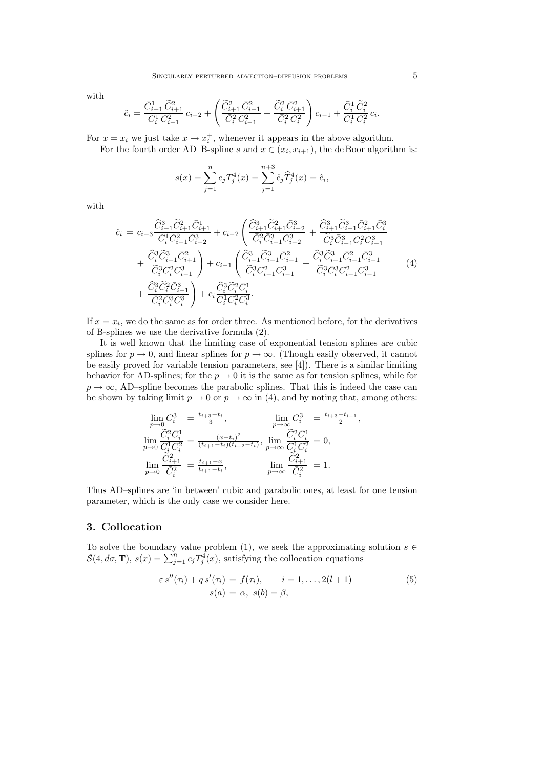with

$$\tilde{c}_i = \frac{\bar{C}^1_{i+1}\,\widetilde{C}^2_{i+1}}{C^1_i\,C^2_{i-1}}\,c_{i-2} + \left(\frac{\widetilde{C}^2_{i+1}\,\bar{C}^2_{i-1}}{\bar{C}^2_i\,C^2_{i-1}} + \frac{\widetilde{C}^2_i\,\bar{C}^2_{i+1}}{\bar{C}^2_i\,C^2_i}\right)c_{i-1} + \frac{\bar{C}^1_i\,\widetilde{C}^2_i}{C^1_i\,C^2_i}\,c_i.$$

For $x = x_i$ we just take $x \to x_i^+$, whenever it appears in the above algorithm.

For the fourth order AD–B-spline $s$ and $x \in (x_i, x_{i+1})$, the de Boor algorithm is:

$$s(x) = \sum_{j=1}^{n} c_j T^4_j(x) = \sum_{j=1}^{n+3} \hat{c}_j \widehat{T}^4_j(x) = \hat{c}_i,$$

with

$$\begin{aligned}
\hat{c}_i \,=\, & c_{i-3}\frac{\widehat{C}^3_{i+1}\widetilde{C}^2_{i+1}\bar{C}^1_{i+1}}{C^1_i C^2_{i-1} C^3_{i-2}} + c_{i-2}\left(\frac{\widehat{C}^3_{i+1}\widetilde{C}^2_{i+1}\bar{C}^3_{i-2}}{\bar{C}^2_i\bar{C}^3_{i-1}C^3_{i-2}} + \frac{\widehat{C}^3_{i+1}\widetilde{C}^3_{i-1}\bar{C}^2_{i+1}\bar{C}^3_i}{\widetilde{C}^3_i\bar{C}^3_{i-1}C^2_i C^3_{i-1}}\right.\\
& \left. + \frac{\widehat{C}^3_i\widetilde{C}^3_{i+1}\bar{C}^2_{i+1}}{\widetilde{C}^3_i C^2_i C^3_{i-1}}\right) + c_{i-1}\left(\frac{\widehat{C}^3_{i+1}\widetilde{C}^3_{i-1}\bar{C}^2_{i-1}}{\widetilde{C}^3_i C^2_{i-1} C^3_{i-1}} + \frac{\widehat{C}^3_i\widetilde{C}^3_{i+1}\bar{C}^2_{i-1}\bar{C}^3_{i-1}}{\widetilde{C}^3_i\bar{C}^3_i C^2_{i-1} C^3_{i-1}}\right.\\
& \left. + \frac{\widehat{C}^3_i\widetilde{C}^2_i\bar{C}^3_{i+1}}{\bar{C}^2_i\bar{C}^3_i C^3_i}\right) + c_i\frac{\widehat{C}^3_i\widetilde{C}^2_i\bar{C}^1_i}{C^1_i C^2_i C^3_i}.
\end{aligned} \tag{4}$$

If $x = x_i$, we do the same as for order three. As mentioned before, for the derivatives of B-splines we use the derivative formula (2).

It is well known that the limiting case of exponential tension splines are cubic splines for $p \to 0$, and linear splines for $p \to \infty$. (Though easily observed, it cannot be easily proved for variable tension parameters, see [4]). There is a similar limiting behavior for AD-splines; for the $p \to 0$ it is the same as for tension splines, while for $p \to \infty$, AD–spline becomes the parabolic splines. That this is indeed the case can be shown by taking limit $p \to 0$ or $p \to \infty$ in (4), and by noting that, among others:

$$\begin{aligned}
&\lim_{p\to 0} C^3_i = \tfrac{t_{i+3}-t_i}{3}, && \lim_{p\to\infty} C^3_i = \tfrac{t_{i+3}-t_{i+1}}{2},\\
&\lim_{p\to 0} \frac{\widetilde{C}^2_i\bar{C}^1_i}{C^1_i C^2_i} = \tfrac{(x-t_i)^2}{(t_{i+1}-t_i)(t_{i+2}-t_i)}, && \lim_{p\to\infty} \frac{\widetilde{C}^2_i\bar{C}^1_i}{C^1_i C^2_i} = 0,\\
&\lim_{p\to 0} \frac{\widetilde{C}^2_{i+1}}{\bar{C}^2_i} = \tfrac{t_{i+1}-x}{t_{i+1}-t_i}, && \lim_{p\to\infty} \frac{\widetilde{C}^2_{i+1}}{\bar{C}^2_i} = 1.
\end{aligned}$$

Thus AD–splines are 'in between' cubic and parabolic ones, at least for one tension parameter, which is the only case we consider here.

## 3. Collocation

To solve the boundary value problem (1), we seek the approximating solution $s \in \mathcal{S}(4, d\sigma, \mathbf{T})$, $s(x) = \sum_{j=1}^{n} c_j T^4_j(x)$, satisfying the collocation equations

$$\begin{aligned}
-\varepsilon\, s''(\tau_i) + q\, s'(\tau_i) \,&=\, f(\tau_i), \qquad i = 1, \ldots, 2(l+1)\\
s(a) \,&=\, \alpha,\ \ s(b) = \beta,
\end{aligned} \tag{5}$$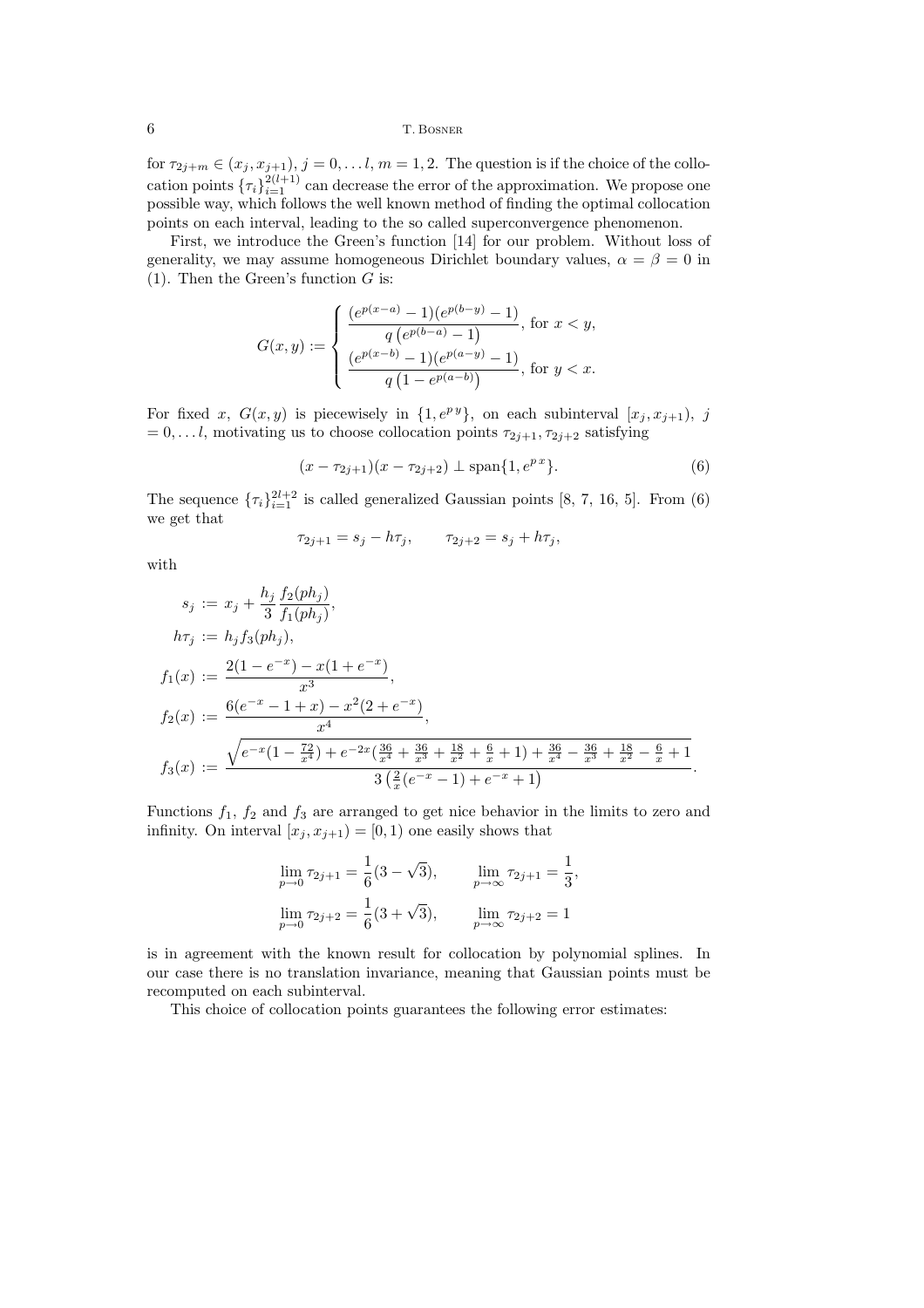for $\tau_{2j+m} \in (x_j, x_{j+1})$, $j = 0, \ldots l$, $m = 1, 2$. The question is if the choice of the collocation points $\{\tau_i\}_{i=1}^{2(l+1)}$ can decrease the error of the approximation. We propose one possible way, which follows the well known method of finding the optimal collocation points on each interval, leading to the so called superconvergence phenomenon.

First, we introduce the Green's function [14] for our problem. Without loss of generality, we may assume homogeneous Dirichlet boundary values, $\alpha = \beta = 0$ in (1). Then the Green's function $G$ is:

$$
G(x, y) := \begin{cases} \dfrac{(e^{p(x-a)} - 1)(e^{p(b-y)} - 1)}{q\left(e^{p(b-a)} - 1\right)}, & \text{for } x < y, \\[2ex] \dfrac{(e^{p(x-b)} - 1)(e^{p(a-y)} - 1)}{q\left(1 - e^{p(a-b)}\right)}, & \text{for } y < x. \end{cases}
$$

For fixed $x$, $G(x, y)$ is piecewisely in $\{1, e^{p\,y}\}$, on each subinterval $[x_j, x_{j+1})$, $j = 0, \ldots l$, motivating us to choose collocation points $\tau_{2j+1}, \tau_{2j+2}$ satisfying

$$
(x - \tau_{2j+1})(x - \tau_{2j+2}) \perp \operatorname{span}\{1, e^{p\,x}\}. \tag{6}
$$

The sequence $\{\tau_i\}_{i=1}^{2l+2}$ is called generalized Gaussian points [8, 7, 16, 5]. From (6) we get that

$$
\tau_{2j+1} = s_j - h\tau_j, \qquad \tau_{2j+2} = s_j + h\tau_j,
$$

with

$$
\begin{aligned}
s_j &:= x_j + \frac{h_j}{3} \frac{f_2(ph_j)}{f_1(ph_j)}, \\
h\tau_j &:= h_j f_3(ph_j), \\
f_1(x) &:= \frac{2(1 - e^{-x}) - x(1 + e^{-x})}{x^3}, \\
f_2(x) &:= \frac{6(e^{-x} - 1 + x) - x^2(2 + e^{-x})}{x^4}, \\
f_3(x) &:= \frac{\sqrt{e^{-x}(1 - \frac{72}{x^4}) + e^{-2x}(\frac{36}{x^4} + \frac{36}{x^3} + \frac{18}{x^2} + \frac{6}{x} + 1) + \frac{36}{x^4} - \frac{36}{x^3} + \frac{18}{x^2} - \frac{6}{x} + 1}}{3\left(\frac{2}{x}(e^{-x} - 1) + e^{-x} + 1\right)}.
\end{aligned}
$$

Functions $f_1$, $f_2$ and $f_3$ are arranged to get nice behavior in the limits to zero and infinity. On interval $[x_j, x_{j+1}) = [0, 1)$ one easily shows that

$$
\begin{aligned}
\lim_{p \to 0} \tau_{2j+1} &= \frac{1}{6}(3 - \sqrt{3}), \qquad & \lim_{p \to \infty} \tau_{2j+1} &= \frac{1}{3}, \\
\lim_{p \to 0} \tau_{2j+2} &= \frac{1}{6}(3 + \sqrt{3}), \qquad & \lim_{p \to \infty} \tau_{2j+2} &= 1
\end{aligned}
$$

is in agreement with the known result for collocation by polynomial splines. In our case there is no translation invariance, meaning that Gaussian points must be recomputed on each subinterval.

This choice of collocation points guarantees the following error estimates: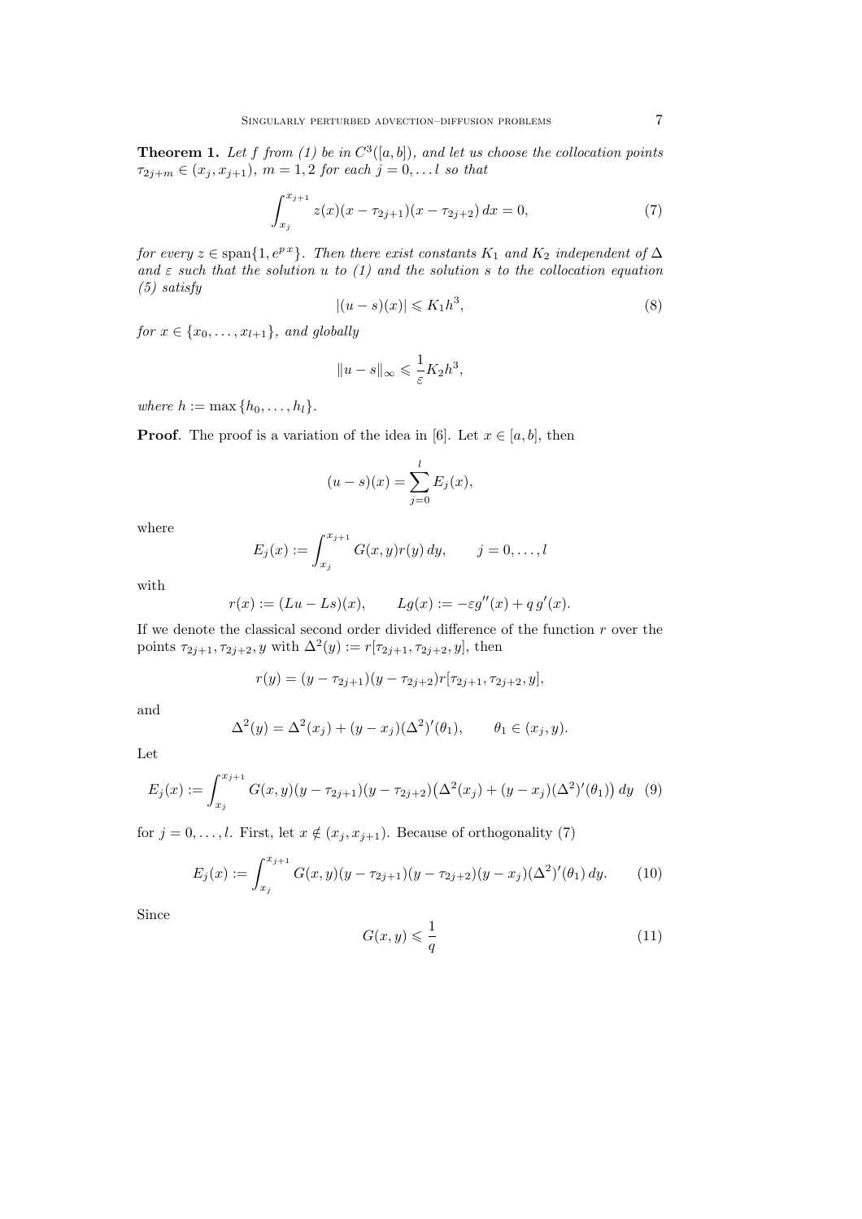**Theorem 1.** *Let $f$ from (1) be in $C^3([a,b])$, and let us choose the collocation points $\tau_{2j+m} \in (x_j, x_{j+1})$, $m = 1,2$ for each $j = 0, \ldots l$ so that*

$$\int_{x_j}^{x_{j+1}} z(x)(x - \tau_{2j+1})(x - \tau_{2j+2})\, dx = 0, \tag{7}$$

*for every $z \in \operatorname{span}\{1, e^{p\,x}\}$. Then there exist constants $K_1$ and $K_2$ independent of $\Delta$ and $\varepsilon$ such that the solution $u$ to (1) and the solution $s$ to the collocation equation (5) satisfy*

$$|(u - s)(x)| \leqslant K_1 h^3, \tag{8}$$

*for $x \in \{x_0, \ldots, x_{l+1}\}$, and globally*

$$\|u - s\|_\infty \leqslant \frac{1}{\varepsilon} K_2 h^3,$$

*where $h := \max\{h_0, \ldots, h_l\}$.*

**Proof**. The proof is a variation of the idea in [6]. Let $x \in [a,b]$, then

$$(u - s)(x) = \sum_{j=0}^{l} E_j(x),$$

where

$$E_j(x) := \int_{x_j}^{x_{j+1}} G(x,y) r(y)\, dy, \qquad j = 0, \ldots, l$$

with

$$r(x) := (Lu - Ls)(x), \qquad Lg(x) := -\varepsilon g''(x) + q\, g'(x).$$

If we denote the classical second order divided difference of the function $r$ over the points $\tau_{2j+1}, \tau_{2j+2}, y$ with $\Delta^2(y) := r[\tau_{2j+1}, \tau_{2j+2}, y]$, then

$$r(y) = (y - \tau_{2j+1})(y - \tau_{2j+2}) r[\tau_{2j+1}, \tau_{2j+2}, y],$$

and

$$\Delta^2(y) = \Delta^2(x_j) + (y - x_j)(\Delta^2)'(\theta_1), \qquad \theta_1 \in (x_j, y).$$

Let

$$E_j(x) := \int_{x_j}^{x_{j+1}} G(x,y)(y - \tau_{2j+1})(y - \tau_{2j+2})\big(\Delta^2(x_j) + (y - x_j)(\Delta^2)'(\theta_1)\big)\, dy \tag{9}$$

for $j = 0, \ldots, l$. First, let $x \notin (x_j, x_{j+1})$. Because of orthogonality (7)

$$E_j(x) := \int_{x_j}^{x_{j+1}} G(x,y)(y - \tau_{2j+1})(y - \tau_{2j+2})(y - x_j)(\Delta^2)'(\theta_1)\, dy. \tag{10}$$

Since

$$G(x,y) \leqslant \frac{1}{q} \tag{11}$$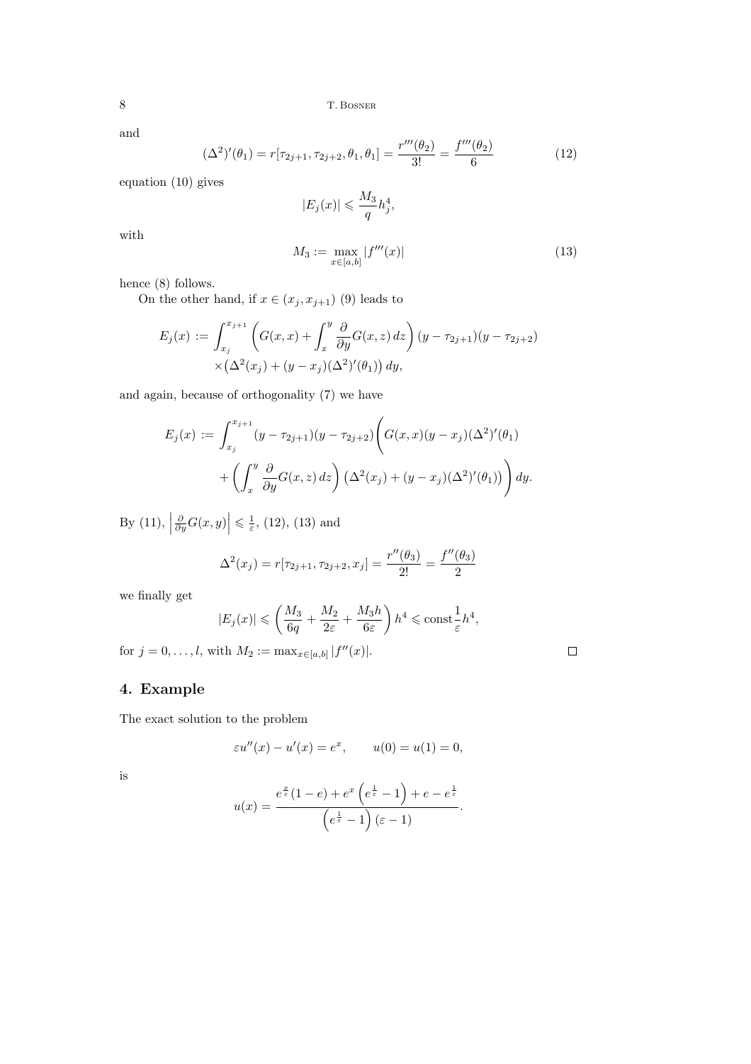and

$$
(\Delta^2)'(\theta_1) = r[\tau_{2j+1}, \tau_{2j+2}, \theta_1, \theta_1] = \frac{r'''(\theta_2)}{3!} = \frac{f'''(\theta_2)}{6} \tag{12}
$$

equation (10) gives

$$
|E_j(x)| \leqslant \frac{M_3}{q} h_j^4,
$$

with

$$
M_3 := \max_{x \in [a,b]} |f'''(x)| \tag{13}
$$

hence (8) follows.

On the other hand, if $x \in (x_j, x_{j+1})$ (9) leads to

$$
\begin{aligned}
E_j(x) := \int_{x_j}^{x_{j+1}} & \left( G(x,x) + \int_x^y \frac{\partial}{\partial y} G(x,z)\, dz \right) (y - \tau_{2j+1})(y - \tau_{2j+2}) \\
& \times \left( \Delta^2(x_j) + (y - x_j)(\Delta^2)'(\theta_1) \right) dy,
\end{aligned}
$$

and again, because of orthogonality (7) we have

$$
\begin{aligned}
E_j(x) := \int_{x_j}^{x_{j+1}} (y - \tau_{2j+1})(y - \tau_{2j+2}) \Bigg( & G(x,x)(y - x_j)(\Delta^2)'(\theta_1) \\
& + \left( \int_x^y \frac{\partial}{\partial y} G(x,z)\, dz \right) \left( \Delta^2(x_j) + (y - x_j)(\Delta^2)'(\theta_1) \right) \Bigg) dy.
\end{aligned}
$$

By (11), $\left| \frac{\partial}{\partial y} G(x,y) \right| \leqslant \frac{1}{\varepsilon}$, (12), (13) and

$$
\Delta^2(x_j) = r[\tau_{2j+1}, \tau_{2j+2}, x_j] = \frac{r''(\theta_3)}{2!} = \frac{f''(\theta_3)}{2}
$$

we finally get

$$
|E_j(x)| \leqslant \left( \frac{M_3}{6q} + \frac{M_2}{2\varepsilon} + \frac{M_3 h}{6\varepsilon} \right) h^4 \leqslant \text{const} \frac{1}{\varepsilon} h^4,
$$

for $j = 0, \ldots, l$, with $M_2 := \max_{x \in [a,b]} |f''(x)|$. $\square$

## 4. Example

The exact solution to the problem

$$
\varepsilon u''(x) - u'(x) = e^x, \qquad u(0) = u(1) = 0,
$$

is

$$
u(x) = \frac{e^{\frac{x}{\varepsilon}}(1 - e) + e^x \left( e^{\frac{1}{\varepsilon}} - 1 \right) + e - e^{\frac{1}{\varepsilon}}}{\left( e^{\frac{1}{\varepsilon}} - 1 \right)(\varepsilon - 1)}.
$$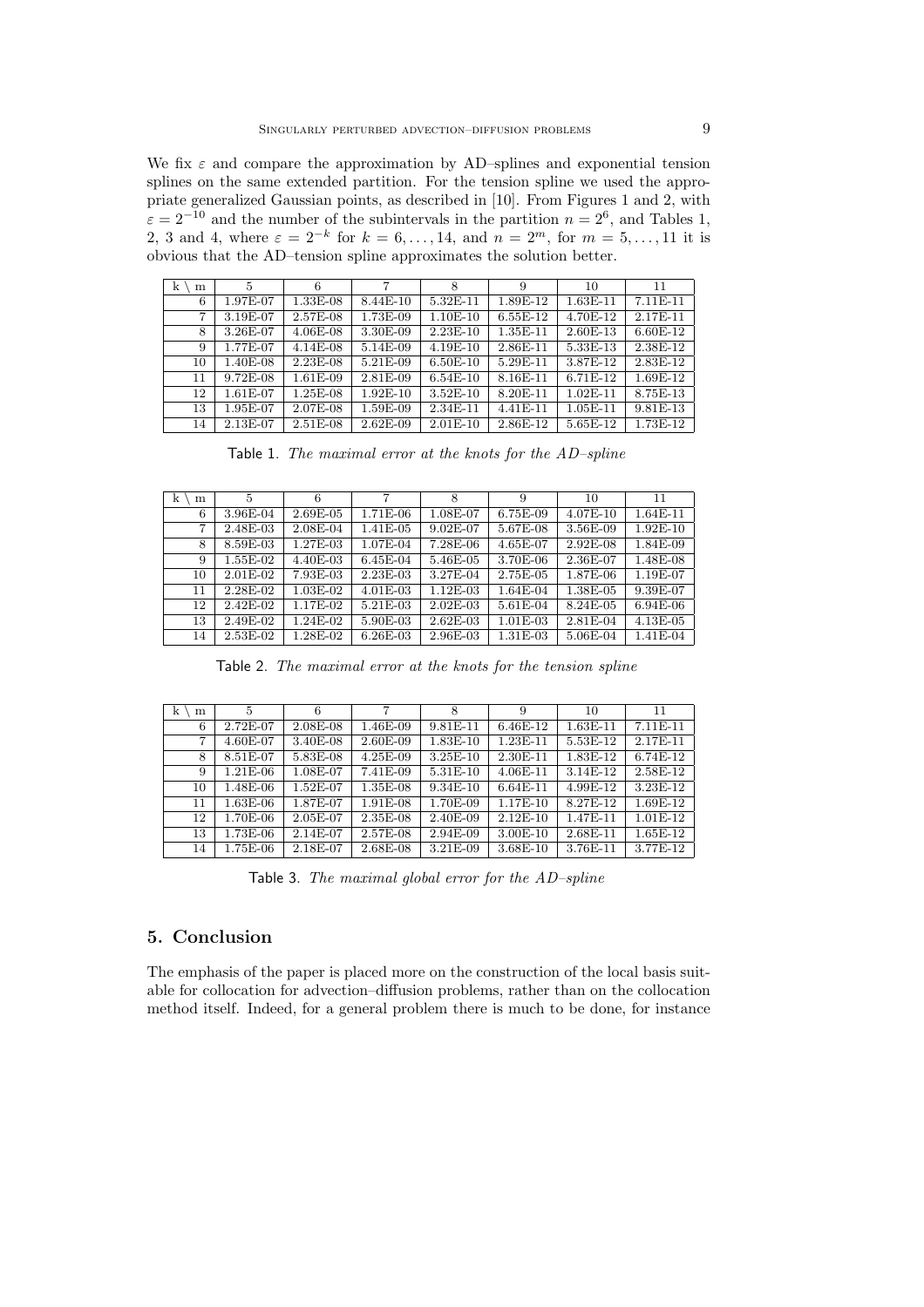We fix $\varepsilon$ and compare the approximation by AD–splines and exponential tension splines on the same extended partition. For the tension spline we used the appropriate generalized Gaussian points, as described in [10]. From Figures 1 and 2, with $\varepsilon = 2^{-10}$ and the number of the subintervals in the partition $n = 2^6$, and Tables 1, 2, 3 and 4, where $\varepsilon = 2^{-k}$ for $k = 6, \ldots, 14$, and $n = 2^m$, for $m = 5, \ldots, 11$ it is obvious that the AD–tension spline approximates the solution better.

| k \ m | 5 | 6 | 7 | 8 | 9 | 10 | 11 |
|---|---|---|---|---|---|---|---|
| 6 | 1.97E-07 | 1.33E-08 | 8.44E-10 | 5.32E-11 | 1.89E-12 | 1.63E-11 | 7.11E-11 |
| 7 | 3.19E-07 | 2.57E-08 | 1.73E-09 | 1.10E-10 | 6.55E-12 | 4.70E-12 | 2.17E-11 |
| 8 | 3.26E-07 | 4.06E-08 | 3.30E-09 | 2.23E-10 | 1.35E-11 | 2.60E-13 | 6.60E-12 |
| 9 | 1.77E-07 | 4.14E-08 | 5.14E-09 | 4.19E-10 | 2.86E-11 | 5.33E-13 | 2.38E-12 |
| 10 | 1.40E-08 | 2.23E-08 | 5.21E-09 | 6.50E-10 | 5.29E-11 | 3.87E-12 | 2.83E-12 |
| 11 | 9.72E-08 | 1.61E-09 | 2.81E-09 | 6.54E-10 | 8.16E-11 | 6.71E-12 | 1.69E-12 |
| 12 | 1.61E-07 | 1.25E-08 | 1.92E-10 | 3.52E-10 | 8.20E-11 | 1.02E-11 | 8.75E-13 |
| 13 | 1.95E-07 | 2.07E-08 | 1.59E-09 | 2.34E-11 | 4.41E-11 | 1.05E-11 | 9.81E-13 |
| 14 | 2.13E-07 | 2.51E-08 | 2.62E-09 | 2.01E-10 | 2.86E-12 | 5.65E-12 | 1.73E-12 |

Table 1. *The maximal error at the knots for the AD–spline*

| k \ m | 5 | 6 | 7 | 8 | 9 | 10 | 11 |
|---|---|---|---|---|---|---|---|
| 6 | 3.96E-04 | 2.69E-05 | 1.71E-06 | 1.08E-07 | 6.75E-09 | 4.07E-10 | 1.64E-11 |
| 7 | 2.48E-03 | 2.08E-04 | 1.41E-05 | 9.02E-07 | 5.67E-08 | 3.56E-09 | 1.92E-10 |
| 8 | 8.59E-03 | 1.27E-03 | 1.07E-04 | 7.28E-06 | 4.65E-07 | 2.92E-08 | 1.84E-09 |
| 9 | 1.55E-02 | 4.40E-03 | 6.45E-04 | 5.46E-05 | 3.70E-06 | 2.36E-07 | 1.48E-08 |
| 10 | 2.01E-02 | 7.93E-03 | 2.23E-03 | 3.27E-04 | 2.75E-05 | 1.87E-06 | 1.19E-07 |
| 11 | 2.28E-02 | 1.03E-02 | 4.01E-03 | 1.12E-03 | 1.64E-04 | 1.38E-05 | 9.39E-07 |
| 12 | 2.42E-02 | 1.17E-02 | 5.21E-03 | 2.02E-03 | 5.61E-04 | 8.24E-05 | 6.94E-06 |
| 13 | 2.49E-02 | 1.24E-02 | 5.90E-03 | 2.62E-03 | 1.01E-03 | 2.81E-04 | 4.13E-05 |
| 14 | 2.53E-02 | 1.28E-02 | 6.26E-03 | 2.96E-03 | 1.31E-03 | 5.06E-04 | 1.41E-04 |

Table 2. *The maximal error at the knots for the tension spline*

| k \ m | 5 | 6 | 7 | 8 | 9 | 10 | 11 |
|---|---|---|---|---|---|---|---|
| 6 | 2.72E-07 | 2.08E-08 | 1.46E-09 | 9.81E-11 | 6.46E-12 | 1.63E-11 | 7.11E-11 |
| 7 | 4.60E-07 | 3.40E-08 | 2.60E-09 | 1.83E-10 | 1.23E-11 | 5.53E-12 | 2.17E-11 |
| 8 | 8.51E-07 | 5.83E-08 | 4.25E-09 | 3.25E-10 | 2.30E-11 | 1.83E-12 | 6.74E-12 |
| 9 | 1.21E-06 | 1.08E-07 | 7.41E-09 | 5.31E-10 | 4.06E-11 | 3.14E-12 | 2.58E-12 |
| 10 | 1.48E-06 | 1.52E-07 | 1.35E-08 | 9.34E-10 | 6.64E-11 | 4.99E-12 | 3.23E-12 |
| 11 | 1.63E-06 | 1.87E-07 | 1.91E-08 | 1.70E-09 | 1.17E-10 | 8.27E-12 | 1.69E-12 |
| 12 | 1.70E-06 | 2.05E-07 | 2.35E-08 | 2.40E-09 | 2.12E-10 | 1.47E-11 | 1.01E-12 |
| 13 | 1.73E-06 | 2.14E-07 | 2.57E-08 | 2.94E-09 | 3.00E-10 | 2.68E-11 | 1.65E-12 |
| 14 | 1.75E-06 | 2.18E-07 | 2.68E-08 | 3.21E-09 | 3.68E-10 | 3.76E-11 | 3.77E-12 |

Table 3. *The maximal global error for the AD–spline*

## 5. Conclusion

The emphasis of the paper is placed more on the construction of the local basis suitable for collocation for advection–diffusion problems, rather than on the collocation method itself. Indeed, for a general problem there is much to be done, for instance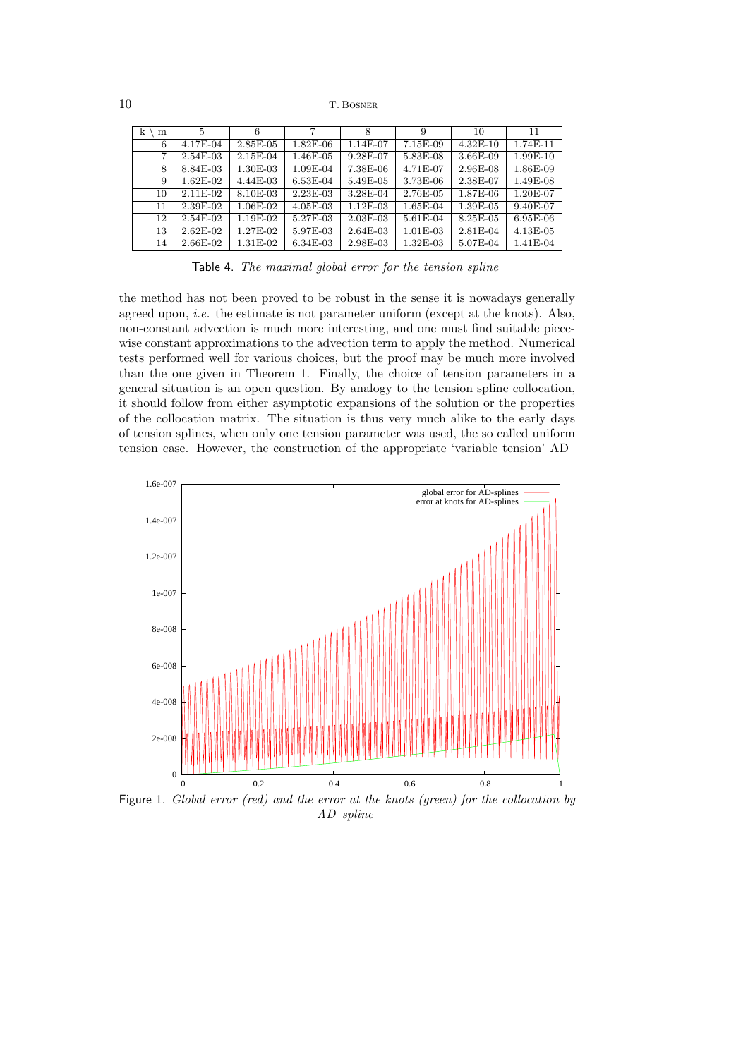| k \ m | 5 | 6 | 7 | 8 | 9 | 10 | 11 |
|---|---|---|---|---|---|---|---|
| 6 | 4.17E-04 | 2.85E-05 | 1.82E-06 | 1.14E-07 | 7.15E-09 | 4.32E-10 | 1.74E-11 |
| 7 | 2.54E-03 | 2.15E-04 | 1.46E-05 | 9.28E-07 | 5.83E-08 | 3.66E-09 | 1.99E-10 |
| 8 | 8.84E-03 | 1.30E-03 | 1.09E-04 | 7.38E-06 | 4.71E-07 | 2.96E-08 | 1.86E-09 |
| 9 | 1.62E-02 | 4.44E-03 | 6.53E-04 | 5.49E-05 | 3.73E-06 | 2.38E-07 | 1.49E-08 |
| 10 | 2.11E-02 | 8.10E-03 | 2.23E-03 | 3.28E-04 | 2.76E-05 | 1.87E-06 | 1.20E-07 |
| 11 | 2.39E-02 | 1.06E-02 | 4.05E-03 | 1.12E-03 | 1.65E-04 | 1.39E-05 | 9.40E-07 |
| 12 | 2.54E-02 | 1.19E-02 | 5.27E-03 | 2.03E-03 | 5.61E-04 | 8.25E-05 | 6.95E-06 |
| 13 | 2.62E-02 | 1.27E-02 | 5.97E-03 | 2.64E-03 | 1.01E-03 | 2.81E-04 | 4.13E-05 |
| 14 | 2.66E-02 | 1.31E-02 | 6.34E-03 | 2.98E-03 | 1.32E-03 | 5.07E-04 | 1.41E-04 |

Table 4. *The maximal global error for the tension spline*

the method has not been proved to be robust in the sense it is nowadays generally agreed upon, *i.e.* the estimate is not parameter uniform (except at the knots). Also, non-constant advection is much more interesting, and one must find suitable piecewise constant approximations to the advection term to apply the method. Numerical tests performed well for various choices, but the proof may be much more involved than the one given in Theorem 1. Finally, the choice of tension parameters in a general situation is an open question. By analogy to the tension spline collocation, it should follow from either asymptotic expansions of the solution or the properties of the collocation matrix. The situation is thus very much alike to the early days of tension splines, when only one tension parameter was used, the so called uniform tension case. However, the construction of the appropriate 'variable tension' AD–

Figure 1. *Global error (red) and the error at the knots (green) for the collocation by AD–spline*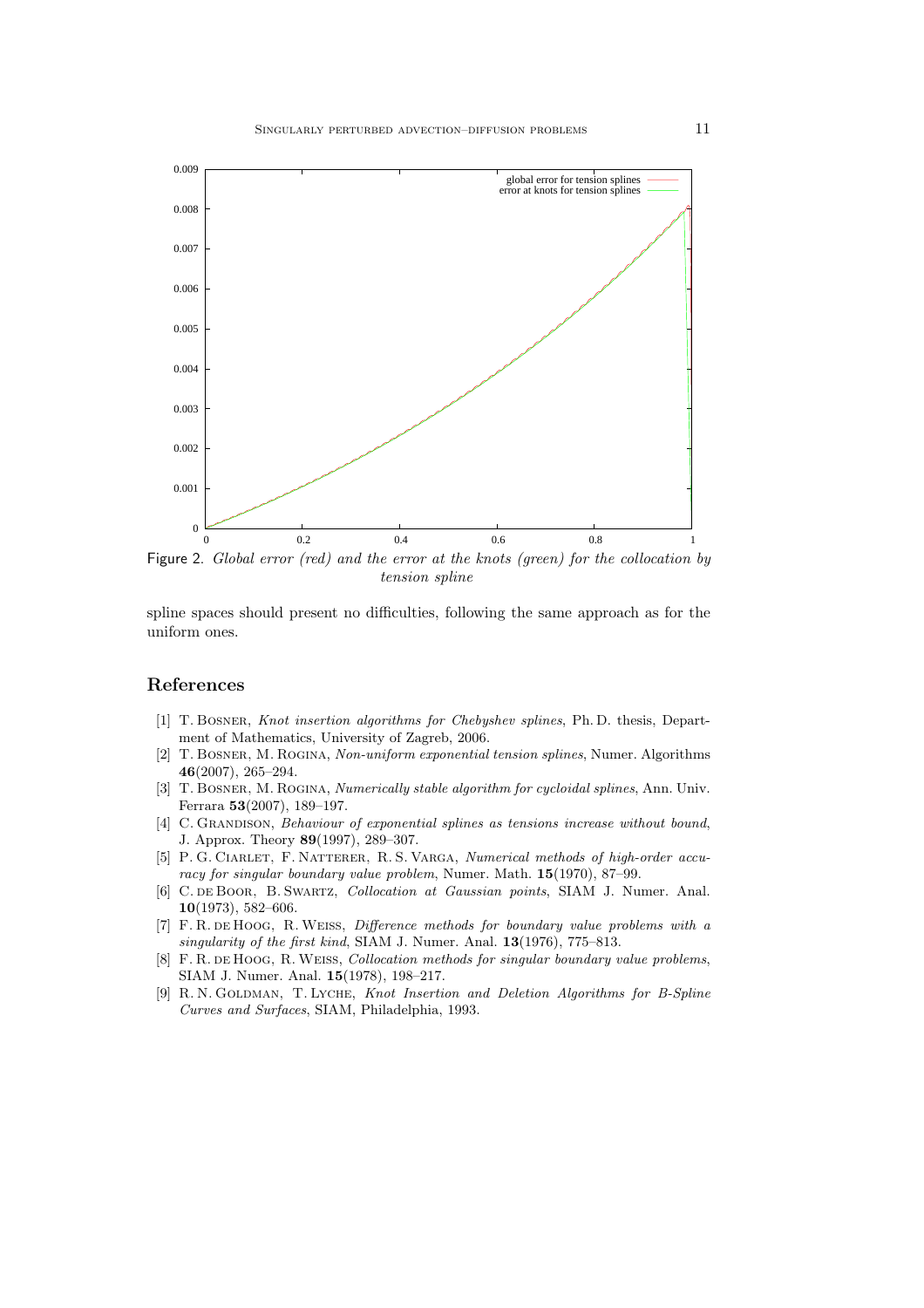Figure 2. *Global error (red) and the error at the knots (green) for the collocation by tension spline*

spline spaces should present no difficulties, following the same approach as for the uniform ones.

## References

[1] T. Bosner, *Knot insertion algorithms for Chebyshev splines*, Ph. D. thesis, Department of Mathematics, University of Zagreb, 2006.

[2] T. Bosner, M. Rogina, *Non-uniform exponential tension splines*, Numer. Algorithms **46**(2007), 265–294.

[3] T. Bosner, M. Rogina, *Numerically stable algorithm for cycloidal splines*, Ann. Univ. Ferrara **53**(2007), 189–197.

[4] C. Grandison, *Behaviour of exponential splines as tensions increase without bound*, J. Approx. Theory **89**(1997), 289–307.

[5] P. G. Ciarlet, F. Natterer, R. S. Varga, *Numerical methods of high-order accuracy for singular boundary value problem*, Numer. Math. **15**(1970), 87–99.

[6] C. de Boor, B. Swartz, *Collocation at Gaussian points*, SIAM J. Numer. Anal. **10**(1973), 582–606.

[7] F. R. de Hoog, R. Weiss, *Difference methods for boundary value problems with a singularity of the first kind*, SIAM J. Numer. Anal. **13**(1976), 775–813.

[8] F. R. de Hoog, R. Weiss, *Collocation methods for singular boundary value problems*, SIAM J. Numer. Anal. **15**(1978), 198–217.

[9] R. N. Goldman, T. Lyche, *Knot Insertion and Deletion Algorithms for B-Spline Curves and Surfaces*, SIAM, Philadelphia, 1993.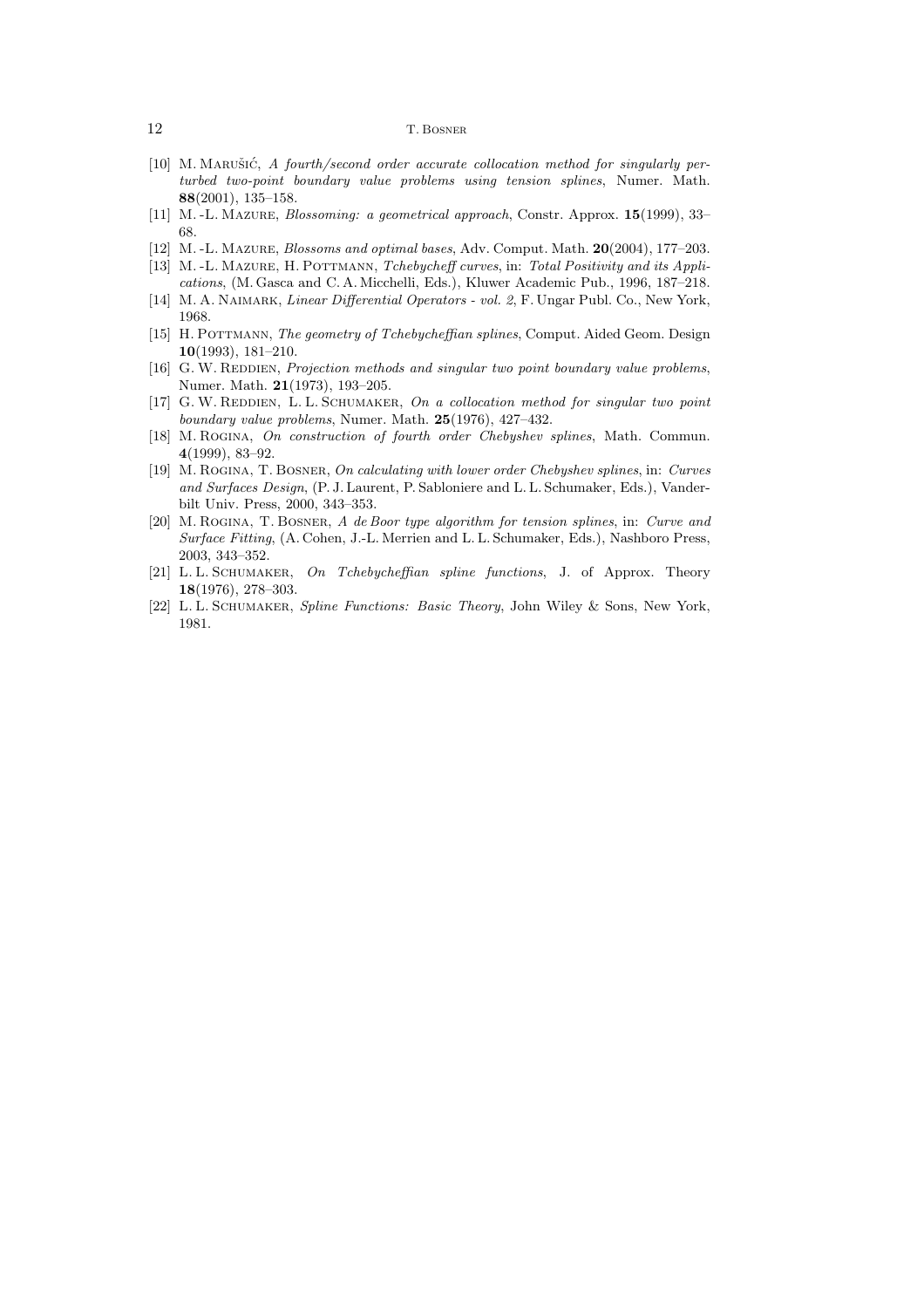[10] M. Marušić, *A fourth/second order accurate collocation method for singularly perturbed two-point boundary value problems using tension splines*, Numer. Math. **88**(2001), 135–158.

[11] M. -L. Mazure, *Blossoming: a geometrical approach*, Constr. Approx. **15**(1999), 33–68.

[12] M. -L. Mazure, *Blossoms and optimal bases*, Adv. Comput. Math. **20**(2004), 177–203.

[13] M. -L. Mazure, H. Pottmann, *Tchebycheff curves*, in: *Total Positivity and its Applications*, (M. Gasca and C. A. Micchelli, Eds.), Kluwer Academic Pub., 1996, 187–218.

[14] M. A. Naimark, *Linear Differential Operators - vol. 2*, F. Ungar Publ. Co., New York, 1968.

[15] H. Pottmann, *The geometry of Tchebycheffian splines*, Comput. Aided Geom. Design **10**(1993), 181–210.

[16] G. W. Reddien, *Projection methods and singular two point boundary value problems*, Numer. Math. **21**(1973), 193–205.

[17] G. W. Reddien, L. L. Schumaker, *On a collocation method for singular two point boundary value problems*, Numer. Math. **25**(1976), 427–432.

[18] M. Rogina, *On construction of fourth order Chebyshev splines*, Math. Commun. **4**(1999), 83–92.

[19] M. Rogina, T. Bosner, *On calculating with lower order Chebyshev splines*, in: *Curves and Surfaces Design*, (P. J. Laurent, P. Sabloniere and L. L. Schumaker, Eds.), Vanderbilt Univ. Press, 2000, 343–353.

[20] M. Rogina, T. Bosner, *A de Boor type algorithm for tension splines*, in: *Curve and Surface Fitting*, (A. Cohen, J.-L. Merrien and L. L. Schumaker, Eds.), Nashboro Press, 2003, 343–352.

[21] L. L. Schumaker, *On Tchebycheffian spline functions*, J. of Approx. Theory **18**(1976), 278–303.

[22] L. L. Schumaker, *Spline Functions: Basic Theory*, John Wiley & Sons, New York, 1981.